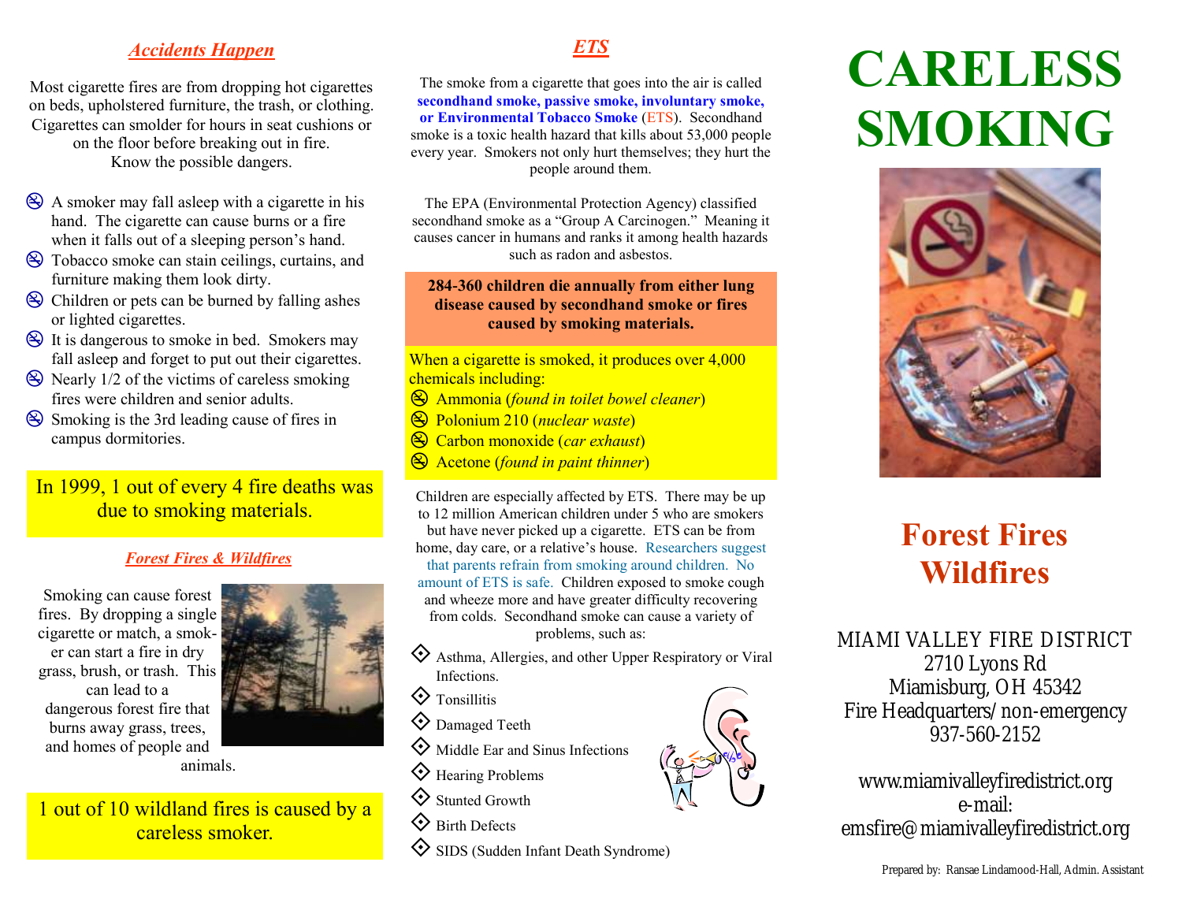## *Accidents Happen*

Most cigarette fires are from dropping hot cigarettes on beds, upholstered furniture, the trash, or clothing. Cigarettes can smolder for hours in seat cushions or on the floor before breaking out in fire. Know the possible dangers.

- A smoker may fall asleep with a cigarette in his hand. The cigarette can cause burns or a fire when it falls out of a sleeping person's hand.
- Tobacco smoke can stain ceilings, curtains, and furniture making them look dirty.
- Children or pets can be burned by falling ashes or lighted cigarettes.
- It is dangerous to smoke in bed. Smokers may fall asleep and forget to put out their cigarettes.
- Nearly 1/2 of the victims of careless smoking fires were children and senior adults.
- Smoking is the 3rd leading cause of fires in campus dormitories.

In 1999, 1 out of every 4 fire deaths was due to smoking materials.

## *Forest Fires & Wildfires*

Smoking can cause forest fires. By dropping a single cigarette or match, a smoker can start a fire in dry grass, brush, or trash. This can lead to a dangerous forest fire that burns away grass, trees, and homes of people and animals.

1 out of 10 wildland fires is caused by a careless smoker.

## *ETS*

The smoke from a cigarette that goes into the air is called **secondhand smoke, passive smoke, involuntary smoke, or Environmental Tobacco Smoke** (ETS). Secondhand smoke is a toxic health hazard that kills about 53,000 people every year. Smokers not only hurt themselves; they hurt the people around them.

The EPA (Environmental Protection Agency) classified secondhand smoke as a "Group A Carcinogen." Meaning it causes cancer in humans and ranks it among health hazards such as radon and asbestos.

**284-360 children die annually from either lung disease caused by secondhand smoke or fires caused by smoking materials.**

When a cigarette is smoked, it produces over 4,000 chemicals including:

- Ammonia (*found in toilet bowel cleaner*)
- Polonium 210 (*nuclear waste*)
- Carbon monoxide (*car exhaust*)
- Acetone (*found in paint thinner*)

Children are especially affected by ETS. There may be up to 12 million American children under 5 who are smokers but have never picked up a cigarette. ETS can be from home, day care, or a relative's house. Researchers suggest that parents refrain from smoking around children. No amount of ETS is safe. Children exposed to smoke cough and wheeze more and have greater difficulty recovering from colds. Secondhand smoke can cause a variety of problems, such as:

- Asthma, Allergies, and other Upper Respiratory or Viral Infections.
- Tonsillitis
- Damaged Teeth
- Middle Ear and Sinus Infections
- Hearing Problems
- Stunted Growth
- Birth Defects
- SIDS (Sudden Infant Death Syndrome)

# CARELESS SMOKING

## Forest Fires Wildfires

MIAMI VALLEY FIRE DISTRICT
2710 Lyons Rd
Miamisburg, OH 45342
Fire Headquarters/non-emergency
937-560-2152

www.miamivalleyfiredistrict.org
e-mail:
emsfire@miamivalleyfiredistrict.org

Prepared by: Ransae Lindamood-Hall, Admin. Assistant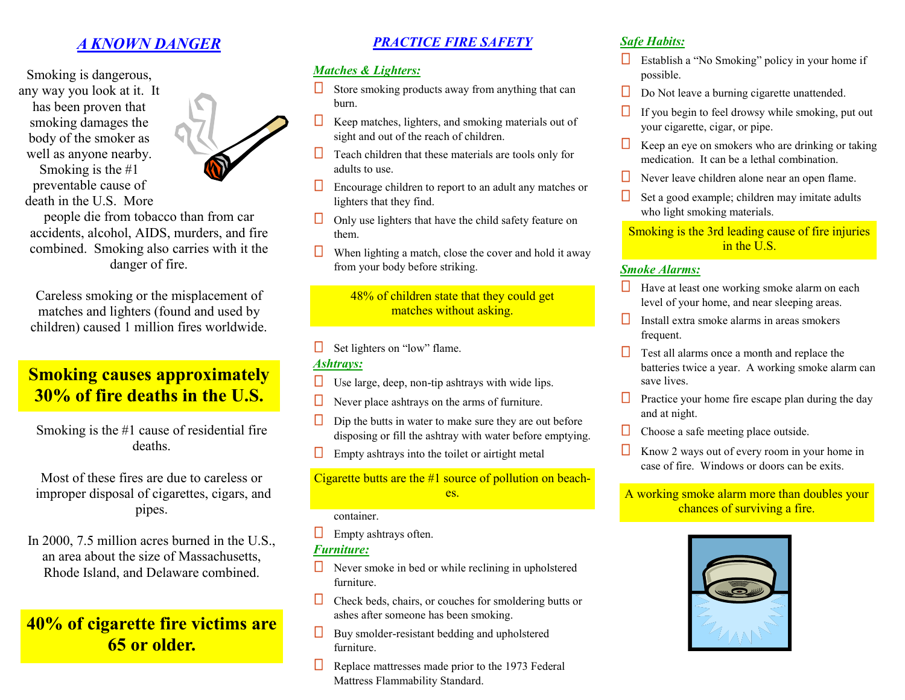## A KNOWN DANGER

Smoking is dangerous, any way you look at it. It has been proven that smoking damages the body of the smoker as well as anyone nearby. Smoking is the #1 preventable cause of death in the U.S. More people die from tobacco than from car accidents, alcohol, AIDS, murders, and fire combined. Smoking also carries with it the danger of fire.

Careless smoking or the misplacement of matches and lighters (found and used by children) caused 1 million fires worldwide.

**Smoking causes approximately 30% of fire deaths in the U.S.**

Smoking is the #1 cause of residential fire deaths.

Most of these fires are due to careless or improper disposal of cigarettes, cigars, and pipes.

In 2000, 7.5 million acres burned in the U.S., an area about the size of Massachusetts, Rhode Island, and Delaware combined.

**40% of cigarette fire victims are 65 or older.**

## PRACTICE FIRE SAFETY

### *Matches & Lighters:*

- Store smoking products away from anything that can burn.
- Keep matches, lighters, and smoking materials out of sight and out of the reach of children.
- Teach children that these materials are tools only for adults to use.
- Encourage children to report to an adult any matches or lighters that they find.
- Only use lighters that have the child safety feature on them.
- When lighting a match, close the cover and hold it away from your body before striking.

48% of children state that they could get matches without asking.

- Set lighters on "low" flame.

### *Ashtrays:*

- Use large, deep, non-tip ashtrays with wide lips.
- Never place ashtrays on the arms of furniture.
- Dip the butts in water to make sure they are out before disposing or fill the ashtray with water before emptying.
- Empty ashtrays into the toilet or airtight metal container.
- Empty ashtrays often.

Cigarette butts are the #1 source of pollution on beaches.

### *Furniture:*

- Never smoke in bed or while reclining in upholstered furniture.
- Check beds, chairs, or couches for smoldering butts or ashes after someone has been smoking.
- Buy smolder-resistant bedding and upholstered furniture.
- Replace mattresses made prior to the 1973 Federal Mattress Flammability Standard.

### *Safe Habits:*

- Establish a "No Smoking" policy in your home if possible.
- Do Not leave a burning cigarette unattended.
- If you begin to feel drowsy while smoking, put out your cigarette, cigar, or pipe.
- Keep an eye on smokers who are drinking or taking medication. It can be a lethal combination.
- Never leave children alone near an open flame.
- Set a good example; children may imitate adults who light smoking materials.

Smoking is the 3rd leading cause of fire injuries in the U.S.

### *Smoke Alarms:*

- Have at least one working smoke alarm on each level of your home, and near sleeping areas.
- Install extra smoke alarms in areas smokers frequent.
- Test all alarms once a month and replace the batteries twice a year. A working smoke alarm can save lives.
- Practice your home fire escape plan during the day and at night.
- Choose a safe meeting place outside.
- Know 2 ways out of every room in your home in case of fire. Windows or doors can be exits.

A working smoke alarm more than doubles your chances of surviving a fire.